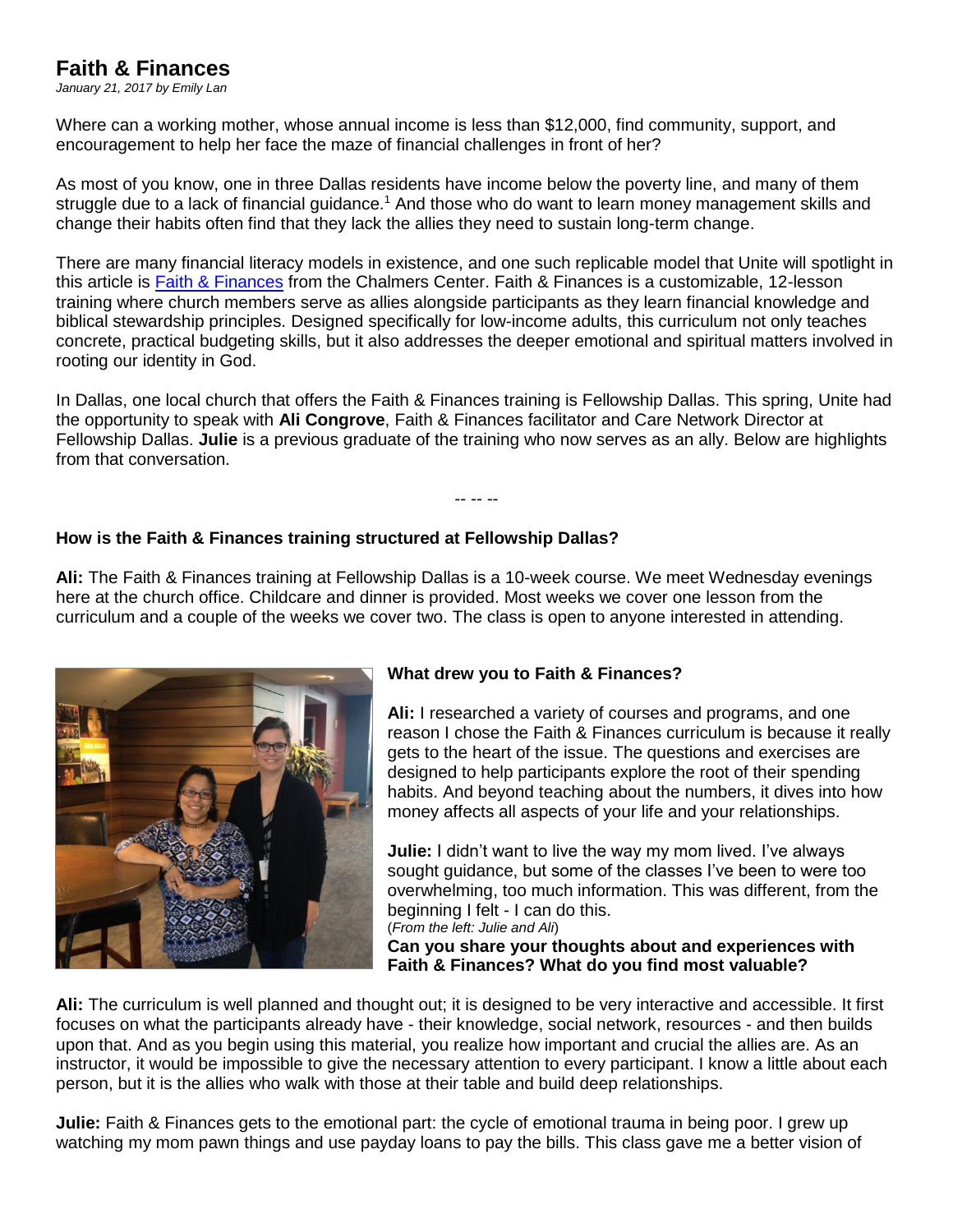# Faith & Finances

*January 21, 2017 by Emily Lan*

Where can a working mother, whose annual income is less than $12,000, find community, support, and encouragement to help her face the maze of financial challenges in front of her?

As most of you know, one in three Dallas residents have income below the poverty line, and many of them struggle due to a lack of financial guidance.[1] And those who do want to learn money management skills and change their habits often find that they lack the allies they need to sustain long-term change.

There are many financial literacy models in existence, and one such replicable model that Unite will spotlight in this article is Faith & Finances from the Chalmers Center. Faith & Finances is a customizable, 12-lesson training where church members serve as allies alongside participants as they learn financial knowledge and biblical stewardship principles. Designed specifically for low-income adults, this curriculum not only teaches concrete, practical budgeting skills, but it also addresses the deeper emotional and spiritual matters involved in rooting our identity in God.

In Dallas, one local church that offers the Faith & Finances training is Fellowship Dallas. This spring, Unite had the opportunity to speak with **Ali Congrove**, Faith & Finances facilitator and Care Network Director at Fellowship Dallas. **Julie** is a previous graduate of the training who now serves as an ally. Below are highlights from that conversation.

-- -- --

**How is the Faith & Finances training structured at Fellowship Dallas?**

**Ali:** The Faith & Finances training at Fellowship Dallas is a 10-week course. We meet Wednesday evenings here at the church office. Childcare and dinner is provided. Most weeks we cover one lesson from the curriculum and a couple of the weeks we cover two. The class is open to anyone interested in attending.

**What drew you to Faith & Finances?**

**Ali:** I researched a variety of courses and programs, and one reason I chose the Faith & Finances curriculum is because it really gets to the heart of the issue. The questions and exercises are designed to help participants explore the root of their spending habits. And beyond teaching about the numbers, it dives into how money affects all aspects of your life and your relationships.

**Julie:** I didn't want to live the way my mom lived. I've always sought guidance, but some of the classes I've been to were too overwhelming, too much information. This was different, from the beginning I felt - I can do this.

(*From the left: Julie and Ali*)

**Can you share your thoughts about and experiences with Faith & Finances? What do you find most valuable?**

**Ali:** The curriculum is well planned and thought out; it is designed to be very interactive and accessible. It first focuses on what the participants already have - their knowledge, social network, resources - and then builds upon that. And as you begin using this material, you realize how important and crucial the allies are. As an instructor, it would be impossible to give the necessary attention to every participant. I know a little about each person, but it is the allies who walk with those at their table and build deep relationships.

**Julie:** Faith & Finances gets to the emotional part: the cycle of emotional trauma in being poor. I grew up watching my mom pawn things and use payday loans to pay the bills. This class gave me a better vision of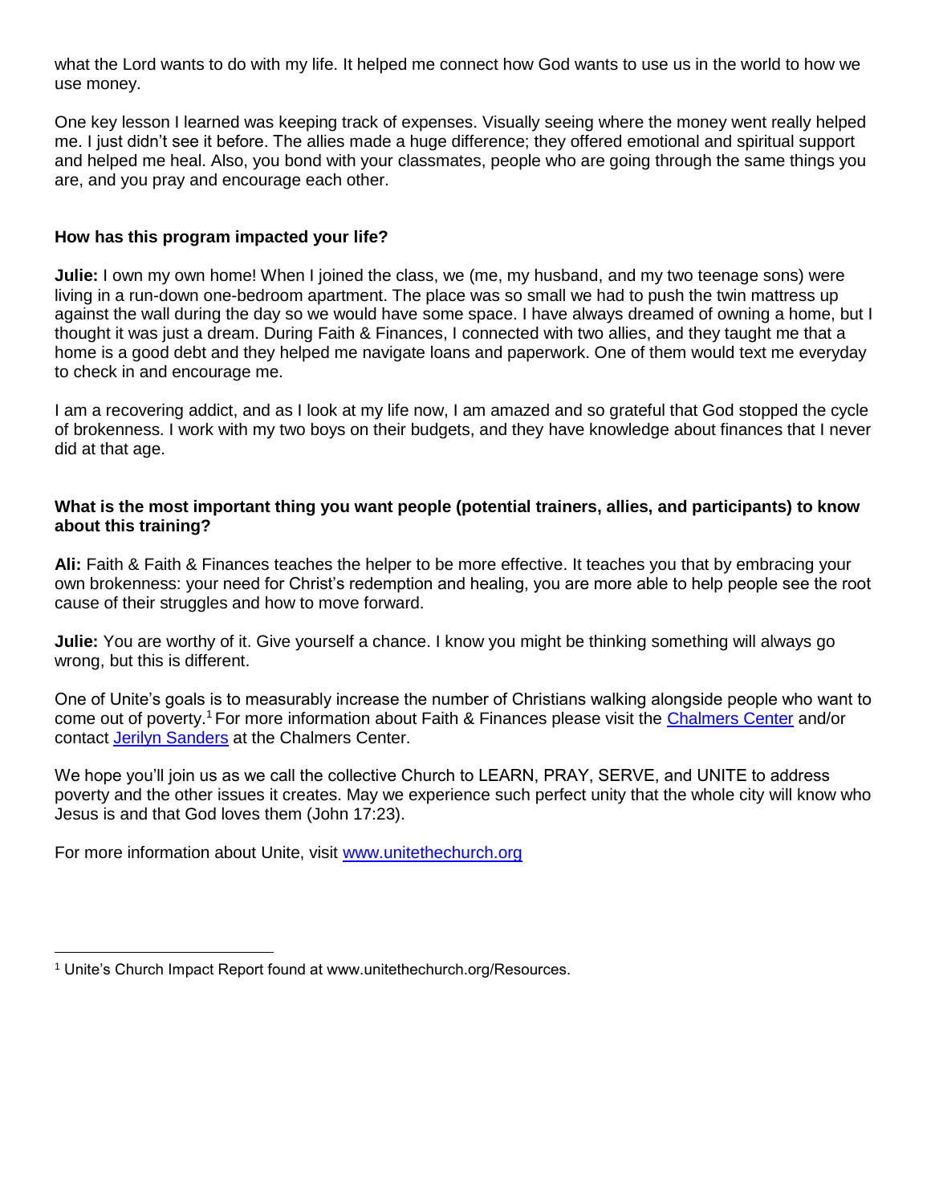what the Lord wants to do with my life. It helped me connect how God wants to use us in the world to how we use money.

One key lesson I learned was keeping track of expenses. Visually seeing where the money went really helped me. I just didn't see it before. The allies made a huge difference; they offered emotional and spiritual support and helped me heal. Also, you bond with your classmates, people who are going through the same things you are, and you pray and encourage each other.

**How has this program impacted your life?**

**Julie:** I own my own home! When I joined the class, we (me, my husband, and my two teenage sons) were living in a run-down one-bedroom apartment. The place was so small we had to push the twin mattress up against the wall during the day so we would have some space. I have always dreamed of owning a home, but I thought it was just a dream. During Faith & Finances, I connected with two allies, and they taught me that a home is a good debt and they helped me navigate loans and paperwork. One of them would text me everyday to check in and encourage me.

I am a recovering addict, and as I look at my life now, I am amazed and so grateful that God stopped the cycle of brokenness. I work with my two boys on their budgets, and they have knowledge about finances that I never did at that age.

**What is the most important thing you want people (potential trainers, allies, and participants) to know about this training?**

**Ali:** Faith & Faith & Finances teaches the helper to be more effective. It teaches you that by embracing your own brokenness: your need for Christ's redemption and healing, you are more able to help people see the root cause of their struggles and how to move forward.

**Julie:** You are worthy of it. Give yourself a chance. I know you might be thinking something will always go wrong, but this is different.

One of Unite's goals is to measurably increase the number of Christians walking alongside people who want to come out of poverty.[1] For more information about Faith & Finances please visit the Chalmers Center and/or contact Jerilyn Sanders at the Chalmers Center.

We hope you'll join us as we call the collective Church to LEARN, PRAY, SERVE, and UNITE to address poverty and the other issues it creates. May we experience such perfect unity that the whole city will know who Jesus is and that God loves them (John 17:23).

For more information about Unite, visit www.unitethechurch.org

[1] Unite's Church Impact Report found at www.unitethechurch.org/Resources.